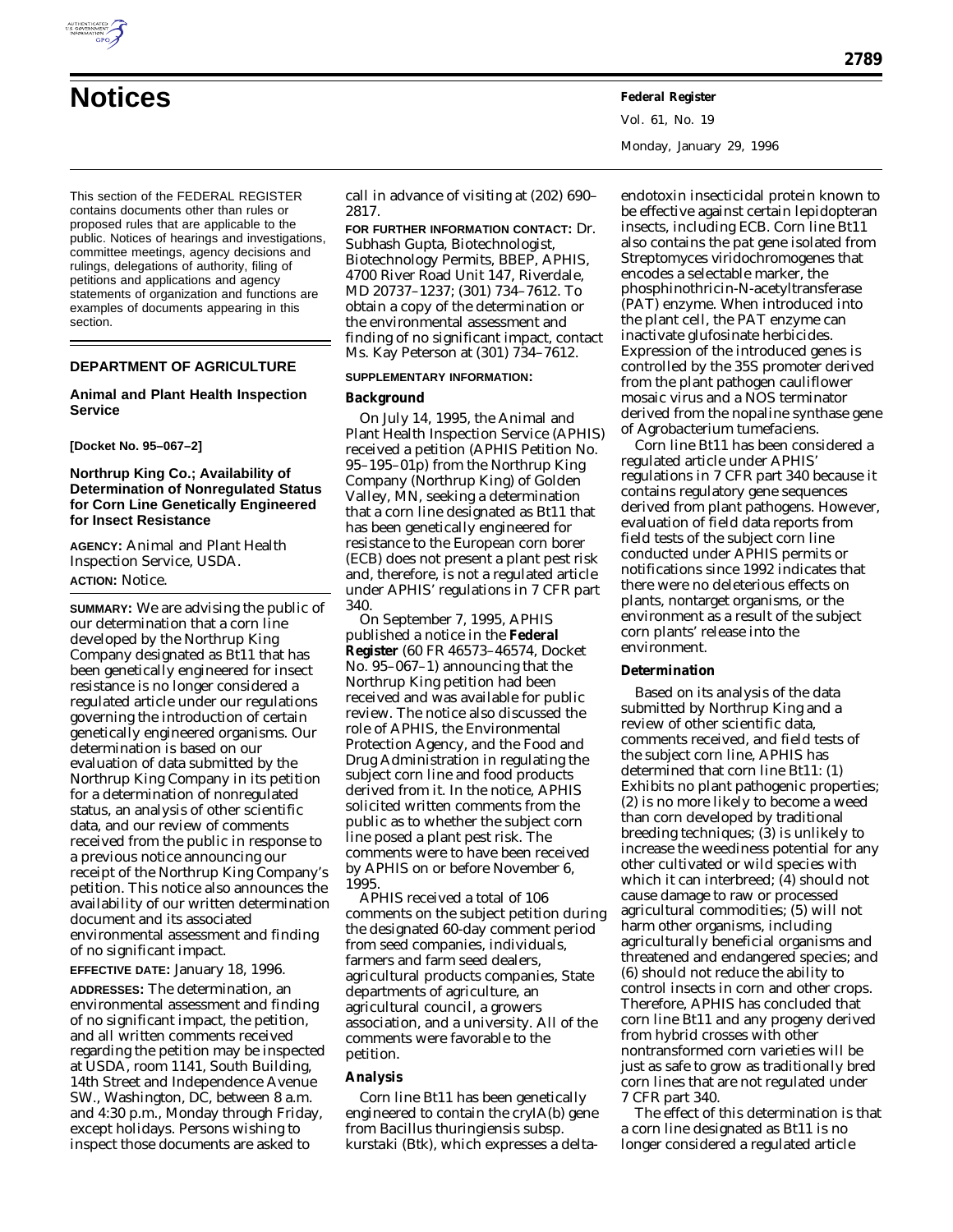# Notices

This section of the FEDERAL REGISTER contains documents other than rules or proposed rules that are applicable to the public. Notices of hearings and investigations, committee meetings, agency decisions and rulings, delegations of authority, filing of petitions and applications and agency statements of organization and functions are examples of documents appearing in this section.

## DEPARTMENT OF AGRICULTURE

### Animal and Plant Health Inspection Service

**[Docket No. 95–067–2]**

### Northrup King Co.; Availability of Determination of Nonregulated Status for Corn Line Genetically Engineered for Insect Resistance

**AGENCY:** Animal and Plant Health Inspection Service, USDA.

**ACTION:** Notice.

**SUMMARY:** We are advising the public of our determination that a corn line developed by the Northrup King Company designated as Bt11 that has been genetically engineered for insect resistance is no longer considered a regulated article under our regulations governing the introduction of certain genetically engineered organisms. Our determination is based on our evaluation of data submitted by the Northrup King Company in its petition for a determination of nonregulated status, an analysis of other scientific data, and our review of comments received from the public in response to a previous notice announcing our receipt of the Northrup King Company's petition. This notice also announces the availability of our written determination document and its associated environmental assessment and finding of no significant impact.

**EFFECTIVE DATE:** January 18, 1996.

**ADDRESSES:** The determination, an environmental assessment and finding of no significant impact, the petition, and all written comments received regarding the petition may be inspected at USDA, room 1141, South Building, 14th Street and Independence Avenue SW., Washington, DC, between 8 a.m. and 4:30 p.m., Monday through Friday, except holidays. Persons wishing to inspect those documents are asked to call in advance of visiting at (202) 690–2817.

**FOR FURTHER INFORMATION CONTACT:** Dr. Subhash Gupta, Biotechnologist, Biotechnology Permits, BBEP, APHIS, 4700 River Road Unit 147, Riverdale, MD 20737–1237; (301) 734–7612. To obtain a copy of the determination or the environmental assessment and finding of no significant impact, contact Ms. Kay Peterson at (301) 734–7612.

**SUPPLEMENTARY INFORMATION:**

**Background**

On July 14, 1995, the Animal and Plant Health Inspection Service (APHIS) received a petition (APHIS Petition No. 95–195–01p) from the Northrup King Company (Northrup King) of Golden Valley, MN, seeking a determination that a corn line designated as Bt11 that has been genetically engineered for resistance to the European corn borer (ECB) does not present a plant pest risk and, therefore, is not a regulated article under APHIS' regulations in 7 CFR part 340.

On September 7, 1995, APHIS published a notice in the **Federal Register** (60 FR 46573–46574, Docket No. 95–067–1) announcing that the Northrup King petition had been received and was available for public review. The notice also discussed the role of APHIS, the Environmental Protection Agency, and the Food and Drug Administration in regulating the subject corn line and food products derived from it. In the notice, APHIS solicited written comments from the public as to whether the subject corn line posed a plant pest risk. The comments were to have been received by APHIS on or before November 6, 1995.

APHIS received a total of 106 comments on the subject petition during the designated 60-day comment period from seed companies, individuals, farmers and farm seed dealers, agricultural products companies, State departments of agriculture, an agricultural council, a growers association, and a university. All of the comments were favorable to the petition.

**Analysis**

Corn line Bt11 has been genetically engineered to contain the cryIA(b) gene from Bacillus thuringiensis subsp. kurstaki (Btk), which expresses a delta-endotoxin insecticidal protein known to be effective against certain lepidopteran insects, including ECB. Corn line Bt11 also contains the pat gene isolated from Streptomyces viridochromogenes that encodes a selectable marker, the phosphinothricin-N-acetyltransferase (PAT) enzyme. When introduced into the plant cell, the PAT enzyme can inactivate glufosinate herbicides. Expression of the introduced genes is controlled by the 35S promoter derived from the plant pathogen cauliflower mosaic virus and a NOS terminator derived from the nopaline synthase gene of Agrobacterium tumefaciens.

Corn line Bt11 has been considered a regulated article under APHIS' regulations in 7 CFR part 340 because it contains regulatory gene sequences derived from plant pathogens. However, evaluation of field data reports from field tests of the subject corn line conducted under APHIS permits or notifications since 1992 indicates that there were no deleterious effects on plants, nontarget organisms, or the environment as a result of the subject corn plants' release into the environment.

**Determination**

Based on its analysis of the data submitted by Northrup King and a review of other scientific data, comments received, and field tests of the subject corn line, APHIS has determined that corn line Bt11: (1) Exhibits no plant pathogenic properties; (2) is no more likely to become a weed than corn developed by traditional breeding techniques; (3) is unlikely to increase the weediness potential for any other cultivated or wild species with which it can interbreed; (4) should not cause damage to raw or processed agricultural commodities; (5) will not harm other organisms, including agriculturally beneficial organisms and threatened and endangered species; and (6) should not reduce the ability to control insects in corn and other crops. Therefore, APHIS has concluded that corn line Bt11 and any progeny derived from hybrid crosses with other nontransformed corn varieties will be just as safe to grow as traditionally bred corn lines that are not regulated under 7 CFR part 340.

The effect of this determination is that a corn line designated as Bt11 is no longer considered a regulated article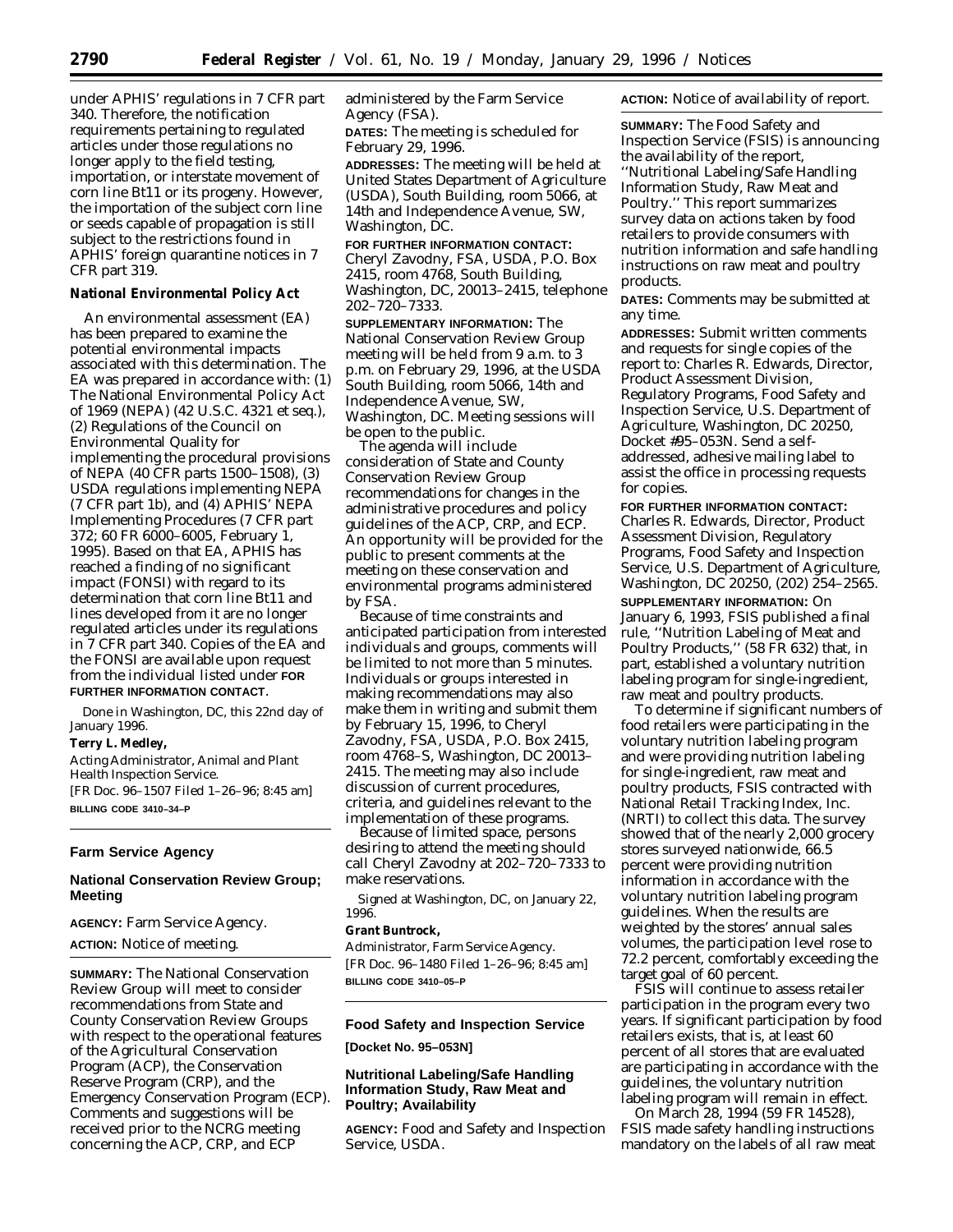under APHIS' regulations in 7 CFR part 340. Therefore, the notification requirements pertaining to regulated articles under those regulations no longer apply to the field testing, importation, or interstate movement of corn line Bt11 or its progeny. However, the importation of the subject corn line or seeds capable of propagation is still subject to the restrictions found in APHIS' foreign quarantine notices in 7 CFR part 319.

**National Environmental Policy Act**

An environmental assessment (EA) has been prepared to examine the potential environmental impacts associated with this determination. The EA was prepared in accordance with: (1) The National Environmental Policy Act of 1969 (NEPA) (42 U.S.C. 4321 et seq.), (2) Regulations of the Council on Environmental Quality for implementing the procedural provisions of NEPA (40 CFR parts 1500–1508), (3) USDA regulations implementing NEPA (7 CFR part 1b), and (4) APHIS' NEPA Implementing Procedures (7 CFR part 372; 60 FR 6000–6005, February 1, 1995). Based on that EA, APHIS has reached a finding of no significant impact (FONSI) with regard to its determination that corn line Bt11 and lines developed from it are no longer regulated articles under its regulations in 7 CFR part 340. Copies of the EA and the FONSI are available upon request from the individual listed under **FOR FURTHER INFORMATION CONTACT**.

Done in Washington, DC, this 22nd day of January 1996.

**Terry L. Medley,**

*Acting Administrator, Animal and Plant Health Inspection Service.*

[FR Doc. 96–1507 Filed 1–26–96; 8:45 am]

**BILLING CODE 3410–34–P**

---

## Farm Service Agency

### National Conservation Review Group; Meeting

**AGENCY:** Farm Service Agency.

**ACTION:** Notice of meeting.

**SUMMARY:** The National Conservation Review Group will meet to consider recommendations from State and County Conservation Review Groups with respect to the operational features of the Agricultural Conservation Program (ACP), the Conservation Reserve Program (CRP), and the Emergency Conservation Program (ECP). Comments and suggestions will be received prior to the NCRG meeting concerning the ACP, CRP, and ECP administered by the Farm Service Agency (FSA).

**DATES:** The meeting is scheduled for February 29, 1996.

**ADDRESSES:** The meeting will be held at United States Department of Agriculture (USDA), South Building, room 5066, at 14th and Independence Avenue, SW, Washington, DC.

**FOR FURTHER INFORMATION CONTACT:** Cheryl Zavodny, FSA, USDA, P.O. Box 2415, room 4768, South Building, Washington, DC, 20013–2415, telephone 202–720–7333.

**SUPPLEMENTARY INFORMATION:** The National Conservation Review Group meeting will be held from 9 a.m. to 3 p.m. on February 29, 1996, at the USDA South Building, room 5066, 14th and Independence Avenue, SW, Washington, DC. Meeting sessions will be open to the public.

The agenda will include consideration of State and County Conservation Review Group recommendations for changes in the administrative procedures and policy guidelines of the ACP, CRP, and ECP. An opportunity will be provided for the public to present comments at the meeting on these conservation and environmental programs administered by FSA.

Because of time constraints and anticipated participation from interested individuals and groups, comments will be limited to not more than 5 minutes. Individuals or groups interested in making recommendations may also make them in writing and submit them by February 15, 1996, to Cheryl Zavodny, FSA, USDA, P.O. Box 2415, room 4768–S, Washington, DC 20013–2415. The meeting may also include discussion of current procedures, criteria, and guidelines relevant to the implementation of these programs.

Because of limited space, persons desiring to attend the meeting should call Cheryl Zavodny at 202–720–7333 to make reservations.

Signed at Washington, DC, on January 22, 1996.

**Grant Buntrock,**

*Administrator, Farm Service Agency.*

[FR Doc. 96–1480 Filed 1–26–96; 8:45 am]

**BILLING CODE 3410–05–P**

---

## Food Safety and Inspection Service

**[Docket No. 95–053N]**

### Nutritional Labeling/Safe Handling Information Study, Raw Meat and Poultry; Availability

**AGENCY:** Food and Safety and Inspection Service, USDA.

**ACTION:** Notice of availability of report.

**SUMMARY:** The Food Safety and Inspection Service (FSIS) is announcing the availability of the report, ''Nutritional Labeling/Safe Handling Information Study, Raw Meat and Poultry.'' This report summarizes survey data on actions taken by food retailers to provide consumers with nutrition information and safe handling instructions on raw meat and poultry products.

**DATES:** Comments may be submitted at any time.

**ADDRESSES:** Submit written comments and requests for single copies of the report to: Charles R. Edwards, Director, Product Assessment Division, Regulatory Programs, Food Safety and Inspection Service, U.S. Department of Agriculture, Washington, DC 20250, Docket #95–053N. Send a self-addressed, adhesive mailing label to assist the office in processing requests for copies.

**FOR FURTHER INFORMATION CONTACT:** Charles R. Edwards, Director, Product Assessment Division, Regulatory Programs, Food Safety and Inspection Service, U.S. Department of Agriculture, Washington, DC 20250, (202) 254–2565.

**SUPPLEMENTARY INFORMATION:** On January 6, 1993, FSIS published a final rule, ''Nutrition Labeling of Meat and Poultry Products,'' (58 FR 632) that, in part, established a voluntary nutrition labeling program for single-ingredient, raw meat and poultry products.

To determine if significant numbers of food retailers were participating in the voluntary nutrition labeling program and were providing nutrition labeling for single-ingredient, raw meat and poultry products, FSIS contracted with National Retail Tracking Index, Inc. (NRTI) to collect this data. The survey showed that of the nearly 2,000 grocery stores surveyed nationwide, 66.5 percent were providing nutrition information in accordance with the voluntary nutrition labeling program guidelines. When the results are weighted by the stores' annual sales volumes, the participation level rose to 72.2 percent, comfortably exceeding the target goal of 60 percent.

FSIS will continue to assess retailer participation in the program every two years. If significant participation by food retailers exists, that is, at least 60 percent of all stores that are evaluated are participating in accordance with the guidelines, the voluntary nutrition labeling program will remain in effect.

On March 28, 1994 (59 FR 14528), FSIS made safety handling instructions mandatory on the labels of all raw meat